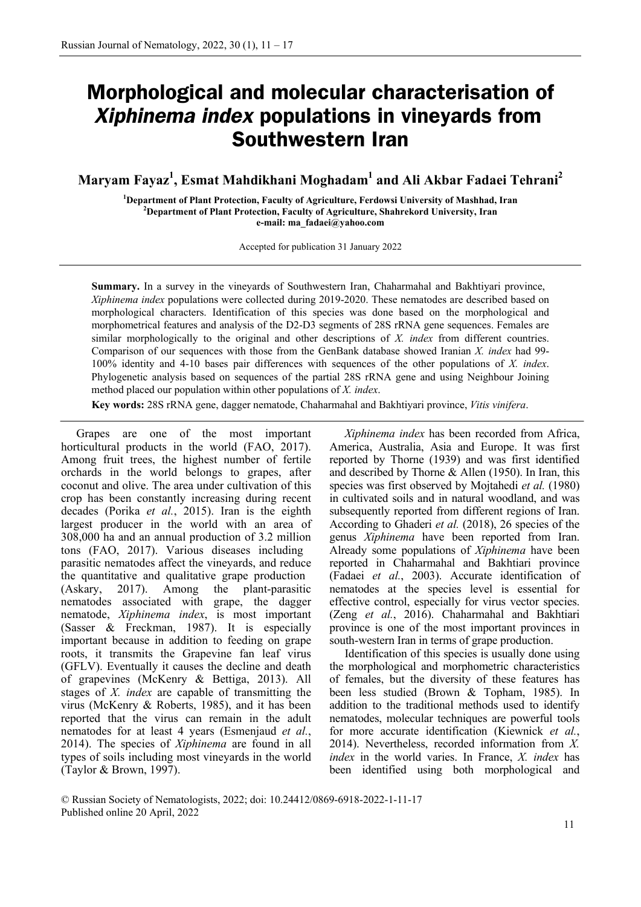# Morphological and molecular characterisation of *Xiphinema index* populations in vineyards from Southwestern Iran

**Maryam Fayaz[1], Esmat Mahdikhani Moghadam[1] and Ali Akbar Fadaei Tehrani[2]**

**[1]Department of Plant Protection, Faculty of Agriculture, Ferdowsi University of Mashhad, Iran**
**[2]Department of Plant Protection, Faculty of Agriculture, Shahrekord University, Iran**
**e-mail: ma_fadaei@yahoo.com**

Accepted for publication 31 January 2022

**Summary.** In a survey in the vineyards of Southwestern Iran, Chaharmahal and Bakhtiyari province, *Xiphinema index* populations were collected during 2019-2020. These nematodes are described based on morphological characters. Identification of this species was done based on the morphological and morphometrical features and analysis of the D2-D3 segments of 28S rRNA gene sequences. Females are similar morphologically to the original and other descriptions of *X. index* from different countries. Comparison of our sequences with those from the GenBank database showed Iranian *X. index* had 99-100% identity and 4-10 bases pair differences with sequences of the other populations of *X. index*. Phylogenetic analysis based on sequences of the partial 28S rRNA gene and using Neighbour Joining method placed our population within other populations of *X. index*.

**Key words:** 28S rRNA gene, dagger nematode, Chaharmahal and Bakhtiyari province, *Vitis vinifera*.

Grapes are one of the most important horticultural products in the world (FAO, 2017). Among fruit trees, the highest number of fertile orchards in the world belongs to grapes, after coconut and olive. The area under cultivation of this crop has been constantly increasing during recent decades (Porika *et al.*, 2015). Iran is the eighth largest producer in the world with an area of 308,000 ha and an annual production of 3.2 million tons (FAO, 2017). Various diseases including parasitic nematodes affect the vineyards, and reduce the quantitative and qualitative grape production (Askary, 2017). Among the plant-parasitic nematodes associated with grape, the dagger nematode, *Xiphinema index*, is most important (Sasser & Freckman, 1987). It is especially important because in addition to feeding on grape roots, it transmits the Grapevine fan leaf virus (GFLV). Eventually it causes the decline and death of grapevines (McKenry & Bettiga, 2013). All stages of *X. index* are capable of transmitting the virus (McKenry & Roberts, 1985), and it has been reported that the virus can remain in the adult nematodes for at least 4 years (Esmenjaud *et al.*, 2014). The species of *Xiphinema* are found in all types of soils including most vineyards in the world (Taylor & Brown, 1997).

*Xiphinema index* has been recorded from Africa, America, Australia, Asia and Europe. It was first reported by Thorne (1939) and was first identified and described by Thorne & Allen (1950). In Iran, this species was first observed by Mojtahedi *et al.* (1980) in cultivated soils and in natural woodland, and was subsequently reported from different regions of Iran. According to Ghaderi *et al.* (2018), 26 species of the genus *Xiphinema* have been reported from Iran. Already some populations of *Xiphinema* have been reported in Chaharmahal and Bakhtiari province (Fadaei *et al.*, 2003). Accurate identification of nematodes at the species level is essential for effective control, especially for virus vector species. (Zeng *et al.*, 2016). Chaharmahal and Bakhtiari province is one of the most important provinces in south-western Iran in terms of grape production.

Identification of this species is usually done using the morphological and morphometric characteristics of females, but the diversity of these features has been less studied (Brown & Topham, 1985). In addition to the traditional methods used to identify nematodes, molecular techniques are powerful tools for more accurate identification (Kiewnick *et al.*, 2014). Nevertheless, recorded information from *X. index* in the world varies. In France, *X. index* has been identified using both morphological and

© Russian Society of Nematologists, 2022; doi: 10.24412/0869-6918-2022-1-11-17
Published online 20 April, 2022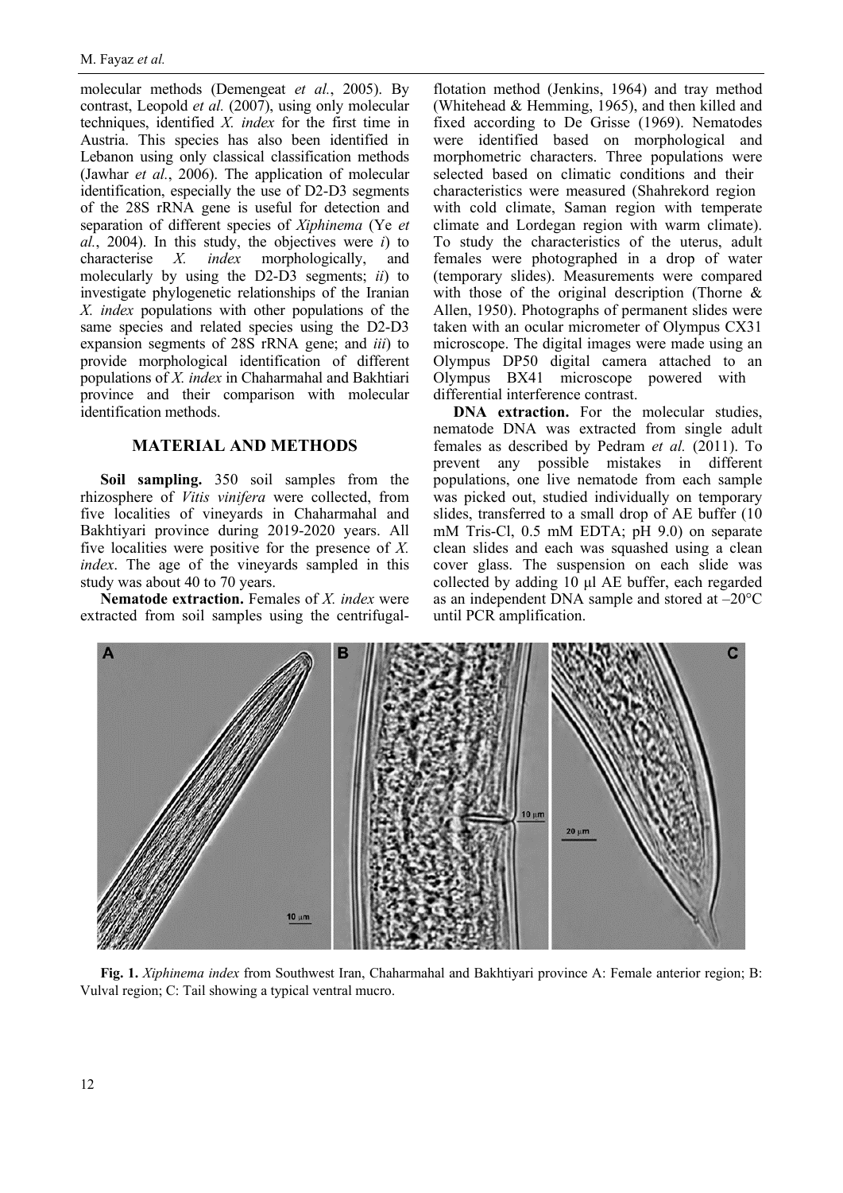molecular methods (Demengeat *et al.*, 2005). By contrast, Leopold *et al.* (2007), using only molecular techniques, identified *X. index* for the first time in Austria. This species has also been identified in Lebanon using only classical classification methods (Jawhar *et al.*, 2006). The application of molecular identification, especially the use of D2-D3 segments of the 28S rRNA gene is useful for detection and separation of different species of *Xiphinema* (Ye *et al.*, 2004). In this study, the objectives were *i*) to characterise *X. index* morphologically, and molecularly by using the D2-D3 segments; *ii*) to investigate phylogenetic relationships of the Iranian *X. index* populations with other populations of the same species and related species using the D2-D3 expansion segments of 28S rRNA gene; and *iii*) to provide morphological identification of different populations of *X. index* in Chaharmahal and Bakhtiari province and their comparison with molecular identification methods.

## MATERIAL AND METHODS

**Soil sampling.** 350 soil samples from the rhizosphere of *Vitis vinifera* were collected, from five localities of vineyards in Chaharmahal and Bakhtiyari province during 2019-2020 years. All five localities were positive for the presence of *X. index*. The age of the vineyards sampled in this study was about 40 to 70 years.

**Nematode extraction.** Females of *X. index* were extracted from soil samples using the centrifugal-flotation method (Jenkins, 1964) and tray method (Whitehead & Hemming, 1965), and then killed and fixed according to De Grisse (1969). Nematodes were identified based on morphological and morphometric characters. Three populations were selected based on climatic conditions and their characteristics were measured (Shahrekord region with cold climate, Saman region with temperate climate and Lordegan region with warm climate). To study the characteristics of the uterus, adult females were photographed in a drop of water (temporary slides). Measurements were compared with those of the original description (Thorne & Allen, 1950). Photographs of permanent slides were taken with an ocular micrometer of Olympus CX31 microscope. The digital images were made using an Olympus DP50 digital camera attached to an Olympus BX41 microscope powered with differential interference contrast.

**DNA extraction.** For the molecular studies, nematode DNA was extracted from single adult females as described by Pedram *et al.* (2011). To prevent any possible mistakes in different populations, one live nematode from each sample was picked out, studied individually on temporary slides, transferred to a small drop of AE buffer (10 mM Tris-Cl, 0.5 mM EDTA; pH 9.0) on separate clean slides and each was squashed using a clean cover glass. The suspension on each slide was collected by adding 10 μl AE buffer, each regarded as an independent DNA sample and stored at –20°C until PCR amplification.

**Fig. 1.** *Xiphinema index* from Southwest Iran, Chaharmahal and Bakhtiyari province A: Female anterior region; B: Vulval region; C: Tail showing a typical ventral mucro.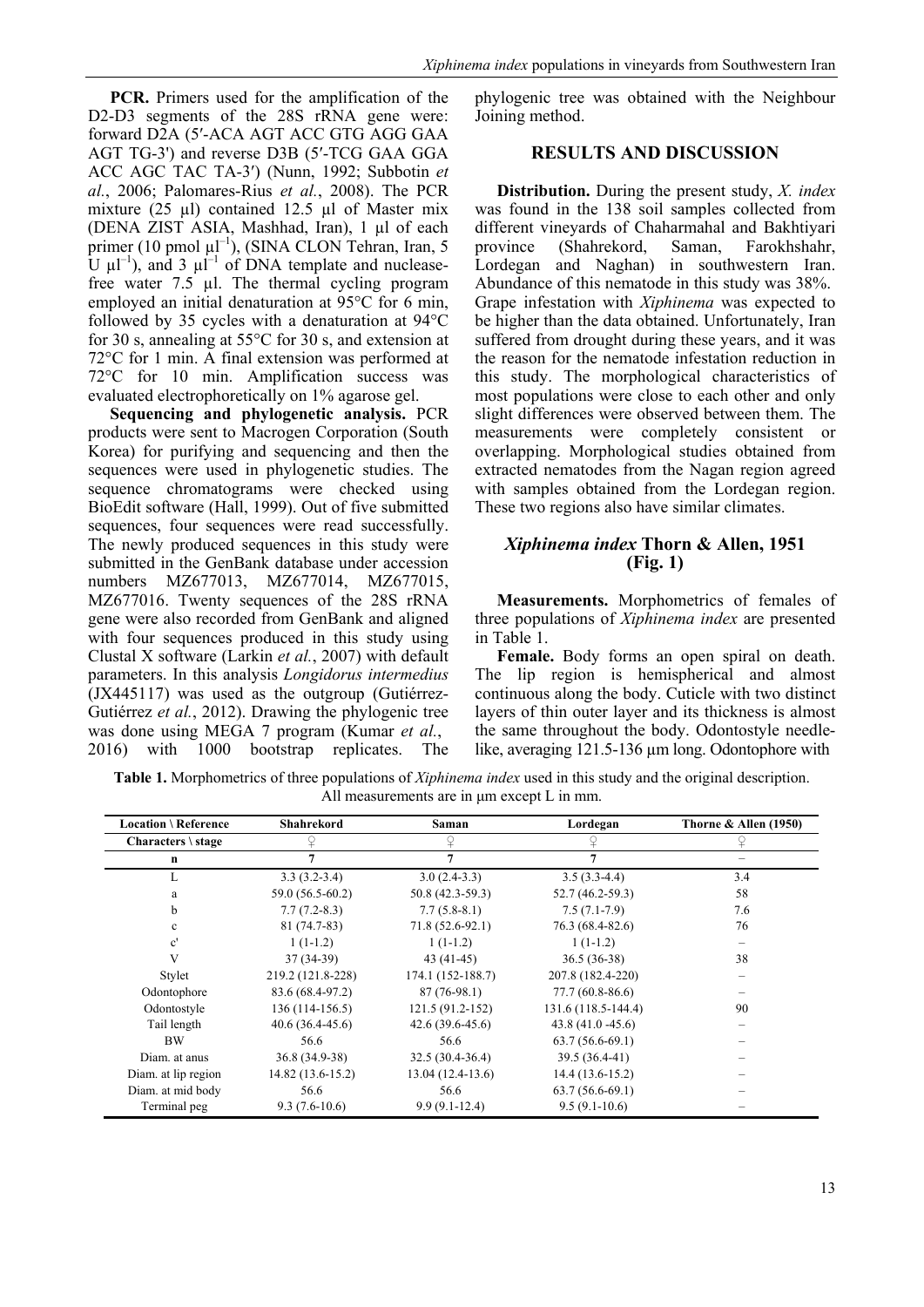**PCR.** Primers used for the amplification of the D2-D3 segments of the 28S rRNA gene were: forward D2A (5′-ACA AGT ACC GTG AGG GAA AGT TG-3') and reverse D3B (5′-TCG GAA GGA ACC AGC TAC TA-3′) (Nunn, 1992; Subbotin *et al.*, 2006; Palomares-Rius *et al.*, 2008). The PCR mixture (25 µl) contained 12.5 µl of Master mix (DENA ZIST ASIA, Mashhad, Iran), 1 µl of each primer (10 pmol $\mu l^{-1}$), (SINA CLON Tehran, Iran, 5 U $\mu l^{-1}$), and 3 $\mu l^{-1}$ of DNA template and nuclease-free water 7.5 µl. The thermal cycling program employed an initial denaturation at 95°C for 6 min, followed by 35 cycles with a denaturation at 94°C for 30 s, annealing at 55°C for 30 s, and extension at 72°C for 1 min. A final extension was performed at 72°C for 10 min. Amplification success was evaluated electrophoretically on 1% agarose gel.

**Sequencing and phylogenetic analysis.** PCR products were sent to Macrogen Corporation (South Korea) for purifying and sequencing and then the sequences were used in phylogenetic studies. The sequence chromatograms were checked using BioEdit software (Hall, 1999). Out of five submitted sequences, four sequences were read successfully. The newly produced sequences in this study were submitted in the GenBank database under accession numbers MZ677013, MZ677014, MZ677015, MZ677016. Twenty sequences of the 28S rRNA gene were also recorded from GenBank and aligned with four sequences produced in this study using Clustal X software (Larkin *et al.*, 2007) with default parameters. In this analysis *Longidorus intermedius* (JX445117) was used as the outgroup (Gutiérrez-Gutiérrez *et al.*, 2012). Drawing the phylogenic tree was done using MEGA 7 program (Kumar *et al.*, 2016) with 1000 bootstrap replicates. The phylogenic tree was obtained with the Neighbour Joining method.

## RESULTS AND DISCUSSION

**Distribution.** During the present study, *X. index* was found in the 138 soil samples collected from different vineyards of Chaharmahal and Bakhtiyari province (Shahrekord, Saman, Farokhshahr, Lordegan and Naghan) in southwestern Iran. Abundance of this nematode in this study was 38%. Grape infestation with *Xiphinema* was expected to be higher than the data obtained. Unfortunately, Iran suffered from drought during these years, and it was the reason for the nematode infestation reduction in this study. The morphological characteristics of most populations were close to each other and only slight differences were observed between them. The measurements were completely consistent or overlapping. Morphological studies obtained from extracted nematodes from the Nagan region agreed with samples obtained from the Lordegan region. These two regions also have similar climates.

### *Xiphinema index* Thorn & Allen, 1951 (Fig. 1)

**Measurements.** Morphometrics of females of three populations of *Xiphinema index* are presented in Table 1.

**Female.** Body forms an open spiral on death. The lip region is hemispherical and almost continuous along the body. Cuticle with two distinct layers of thin outer layer and its thickness is almost the same throughout the body. Odontostyle needle-like, averaging 121.5-136 µm long. Odontophore with

**Table 1.** Morphometrics of three populations of *Xiphinema index* used in this study and the original description. All measurements are in µm except L in mm.

| Location \ Reference | Shahrekord | Saman | Lordegan | Thorne & Allen (1950) |
|---|---|---|---|---|
| Characters \ stage | ♀ | ♀ | ♀ | ♀ |
| n | 7 | 7 | 7 | – |
| L | 3.3 (3.2-3.4) | 3.0 (2.4-3.3) | 3.5 (3.3-4.4) | 3.4 |
| a | 59.0 (56.5-60.2) | 50.8 (42.3-59.3) | 52.7 (46.2-59.3) | 58 |
| b | 7.7 (7.2-8.3) | 7.7 (5.8-8.1) | 7.5 (7.1-7.9) | 7.6 |
| c | 81 (74.7-83) | 71.8 (52.6-92.1) | 76.3 (68.4-82.6) | 76 |
| c' | 1 (1-1.2) | 1 (1-1.2) | 1 (1-1.2) | – |
| V | 37 (34-39) | 43 (41-45) | 36.5 (36-38) | 38 |
| Stylet | 219.2 (121.8-228) | 174.1 (152-188.7) | 207.8 (182.4-220) | – |
| Odontophore | 83.6 (68.4-97.2) | 87 (76-98.1) | 77.7 (60.8-86.6) | – |
| Odontostyle | 136 (114-156.5) | 121.5 (91.2-152) | 131.6 (118.5-144.4) | 90 |
| Tail length | 40.6 (36.4-45.6) | 42.6 (39.6-45.6) | 43.8 (41.0 -45.6) | – |
| BW | 56.6 | 56.6 | 63.7 (56.6-69.1) | – |
| Diam. at anus | 36.8 (34.9-38) | 32.5 (30.4-36.4) | 39.5 (36.4-41) | – |
| Diam. at lip region | 14.82 (13.6-15.2) | 13.04 (12.4-13.6) | 14.4 (13.6-15.2) | – |
| Diam. at mid body | 56.6 | 56.6 | 63.7 (56.6-69.1) | – |
| Terminal peg | 9.3 (7.6-10.6) | 9.9 (9.1-12.4) | 9.5 (9.1-10.6) | – |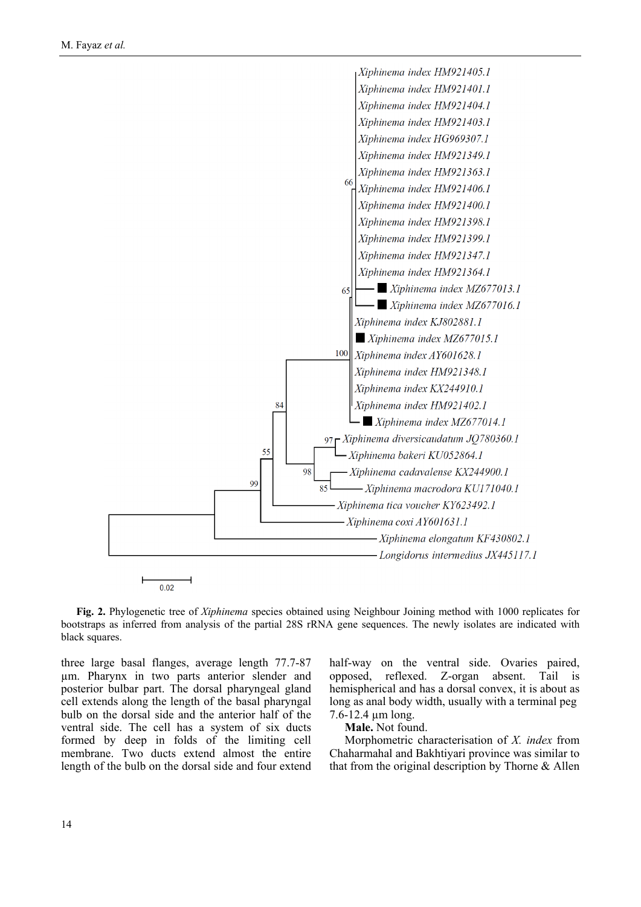**Fig. 2.** Phylogenetic tree of *Xiphinema* species obtained using Neighbour Joining method with 1000 replicates for bootstraps as inferred from analysis of the partial 28S rRNA gene sequences. The newly isolates are indicated with black squares.

three large basal flanges, average length 77.7-87 µm. Pharynx in two parts anterior slender and posterior bulbar part. The dorsal pharyngeal gland cell extends along the length of the basal pharyngal bulb on the dorsal side and the anterior half of the ventral side. The cell has a system of six ducts formed by deep in folds of the limiting cell membrane. Two ducts extend almost the entire length of the bulb on the dorsal side and four extend half-way on the ventral side. Ovaries paired, opposed, reflexed. Z-organ absent. Tail is hemispherical and has a dorsal convex, it is about as long as anal body width, usually with a terminal peg 7.6-12.4 µm long.

**Male.** Not found.

Morphometric characterisation of *X. index* from Chaharmahal and Bakhtiyari province was similar to that from the original description by Thorne & Allen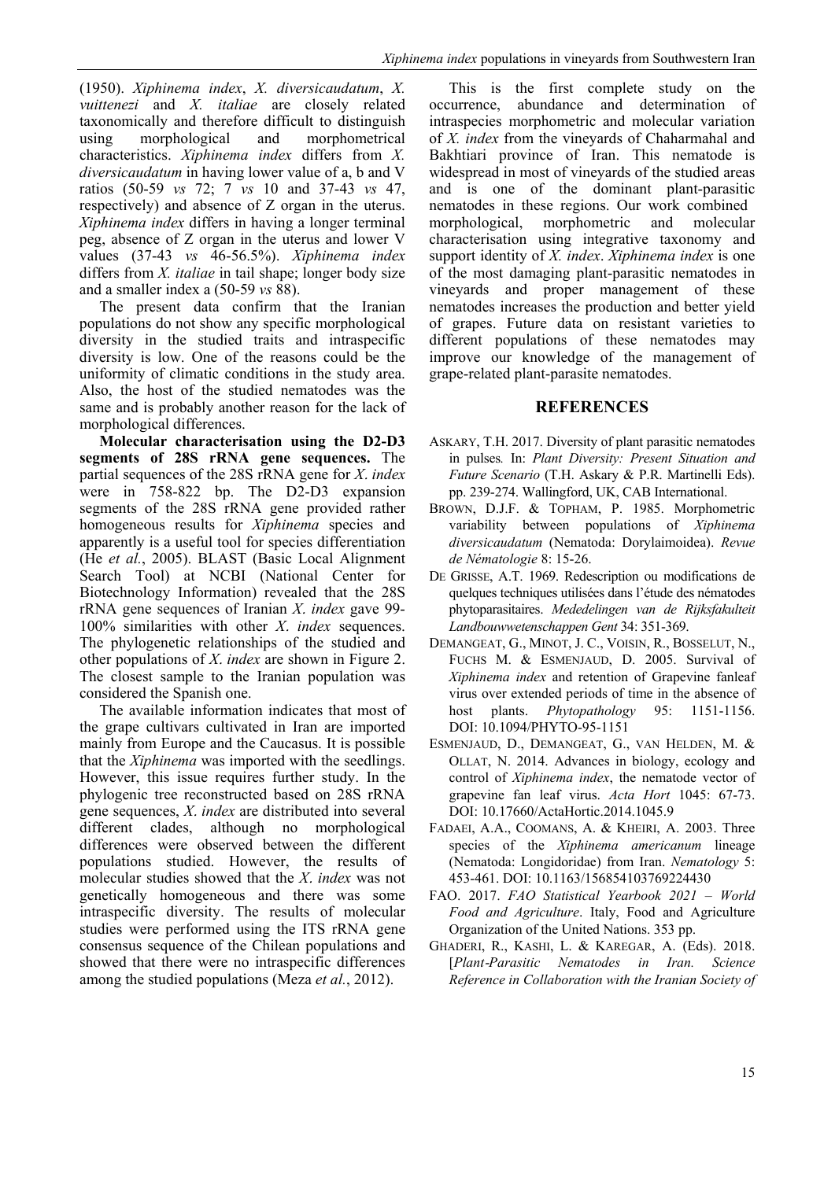(1950). *Xiphinema index*, *X. diversicaudatum*, *X. vuittenezi* and *X. italiae* are closely related taxonomically and therefore difficult to distinguish using morphological and morphometrical characteristics. *Xiphinema index* differs from *X. diversicaudatum* in having lower value of a, b and V ratios (50-59 *vs* 72; 7 *vs* 10 and 37-43 *vs* 47, respectively) and absence of Z organ in the uterus. *Xiphinema index* differs in having a longer terminal peg, absence of Z organ in the uterus and lower V values (37-43 *vs* 46-56.5%). *Xiphinema index* differs from *X. italiae* in tail shape; longer body size and a smaller index a (50-59 *vs* 88).

The present data confirm that the Iranian populations do not show any specific morphological diversity in the studied traits and intraspecific diversity is low. One of the reasons could be the uniformity of climatic conditions in the study area. Also, the host of the studied nematodes was the same and is probably another reason for the lack of morphological differences.

**Molecular characterisation using the D2-D3 segments of 28S rRNA gene sequences.** The partial sequences of the 28S rRNA gene for *X. index* were in 758-822 bp. The D2-D3 expansion segments of the 28S rRNA gene provided rather homogeneous results for *Xiphinema* species and apparently is a useful tool for species differentiation (He *et al.*, 2005). BLAST (Basic Local Alignment Search Tool) at NCBI (National Center for Biotechnology Information) revealed that the 28S rRNA gene sequences of Iranian *X. index* gave 99-100% similarities with other *X. index* sequences. The phylogenetic relationships of the studied and other populations of *X. index* are shown in Figure 2. The closest sample to the Iranian population was considered the Spanish one.

The available information indicates that most of the grape cultivars cultivated in Iran are imported mainly from Europe and the Caucasus. It is possible that the *Xiphinema* was imported with the seedlings. However, this issue requires further study. In the phylogenic tree reconstructed based on 28S rRNA gene sequences, *X. index* are distributed into several different clades, although no morphological differences were observed between the different populations studied. However, the results of molecular studies showed that the *X. index* was not genetically homogeneous and there was some intraspecific diversity. The results of molecular studies were performed using the ITS rRNA gene consensus sequence of the Chilean populations and showed that there were no intraspecific differences among the studied populations (Meza *et al.*, 2012).

This is the first complete study on the occurrence, abundance and determination of intraspecies morphometric and molecular variation of *X. index* from the vineyards of Chaharmahal and Bakhtiari province of Iran. This nematode is widespread in most of vineyards of the studied areas and is one of the dominant plant-parasitic nematodes in these regions. Our work combined morphological, morphometric and molecular characterisation using integrative taxonomy and support identity of *X. index*. *Xiphinema index* is one of the most damaging plant-parasitic nematodes in vineyards and proper management of these nematodes increases the production and better yield of grapes. Future data on resistant varieties to different populations of these nematodes may improve our knowledge of the management of grape-related plant-parasite nematodes.

## REFERENCES

ASKARY, T.H. 2017. Diversity of plant parasitic nematodes in pulses. In: *Plant Diversity: Present Situation and Future Scenario* (T.H. Askary & P.R. Martinelli Eds). pp. 239-274. Wallingford, UK, CAB International.

BROWN, D.J.F. & TOPHAM, P. 1985. Morphometric variability between populations of *Xiphinema diversicaudatum* (Nematoda: Dorylaimoidea). *Revue de Nématologie* 8: 15-26.

DE GRISSE, A.T. 1969. Redescription ou modifications de quelques techniques utilisées dans l'étude des nématodes phytoparasitaires. *Mededelingen van de Rijksfakulteit Landbouwwetenschappen Gent* 34: 351-369.

DEMANGEAT, G., MINOT, J. C., VOISIN, R., BOSSELUT, N., FUCHS M. & ESMENJAUD, D. 2005. Survival of *Xiphinema index* and retention of Grapevine fanleaf virus over extended periods of time in the absence of host plants. *Phytopathology* 95: 1151-1156. DOI: 10.1094/PHYTO-95-1151

ESMENJAUD, D., DEMANGEAT, G., VAN HELDEN, M. & OLLAT, N. 2014. Advances in biology, ecology and control of *Xiphinema index*, the nematode vector of grapevine fan leaf virus. *Acta Hort* 1045: 67-73. DOI: 10.17660/ActaHortic.2014.1045.9

FADAEI, A.A., COOMANS, A. & KHEIRI, A. 2003. Three species of the *Xiphinema americanum* lineage (Nematoda: Longidoridae) from Iran. *Nematology* 5: 453-461. DOI: 10.1163/156854103769224430

FAO. 2017. *FAO Statistical Yearbook 2021 – World Food and Agriculture*. Italy, Food and Agriculture Organization of the United Nations. 353 pp.

GHADERI, R., KASHI, L. & KAREGAR, A. (Eds). 2018. [*Plant-Parasitic Nematodes in Iran. Science Reference in Collaboration with the Iranian Society of*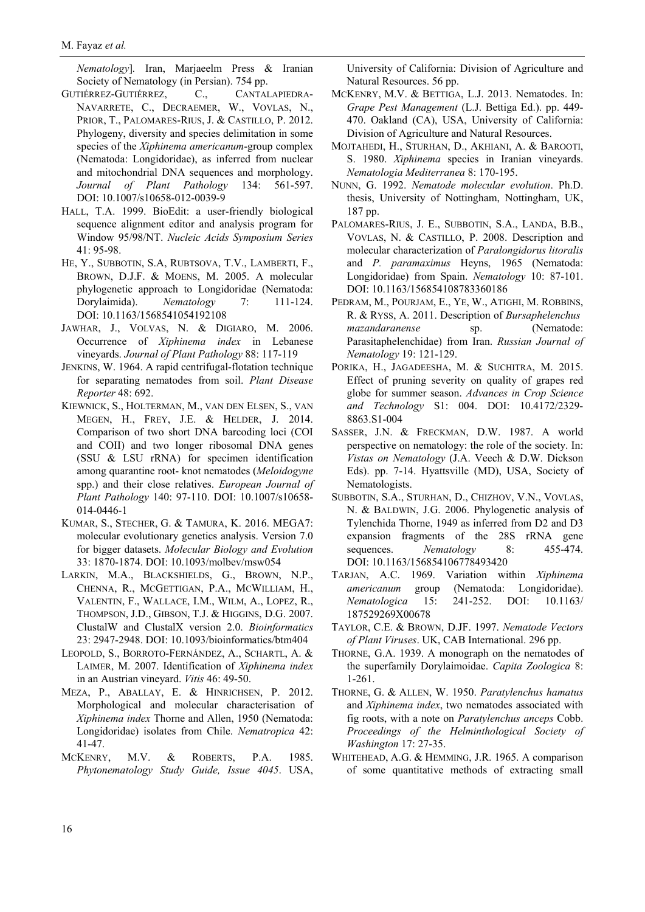*Nematology*]. Iran, Marjaeelm Press & Iranian Society of Nematology (in Persian). 754 pp.

GUTIÉRREZ-GUTIÉRREZ, C., CANTALAPIEDRA-NAVARRETE, C., DECRAEMER, W., VOVLAS, N., PRIOR, T., PALOMARES-RIUS, J. & CASTILLO, P. 2012. Phylogeny, diversity and species delimitation in some species of the *Xiphinema americanum*-group complex (Nematoda: Longidoridae), as inferred from nuclear and mitochondrial DNA sequences and morphology. *Journal of Plant Pathology* 134: 561-597. DOI: 10.1007/s10658-012-0039-9

HALL, T.A. 1999. BioEdit: a user-friendly biological sequence alignment editor and analysis program for Window 95/98/NT. *Nucleic Acids Symposium Series* 41: 95-98.

HE, Y., SUBBOTIN, S.A, RUBTSOVA, T.V., LAMBERTI, F., BROWN, D.J.F. & MOENS, M. 2005. A molecular phylogenetic approach to Longidoridae (Nematoda: Dorylaimida). *Nematology* 7: 111-124. DOI: 10.1163/1568541054192108

JAWHAR, J., VOLVAS, N. & DIGIARO, M. 2006. Occurrence of *Xiphinema index* in Lebanese vineyards. *Journal of Plant Pathology* 88: 117-119

JENKINS, W. 1964. A rapid centrifugal-flotation technique for separating nematodes from soil. *Plant Disease Reporter* 48: 692.

KIEWNICK, S., HOLTERMAN, M., VAN DEN ELSEN, S., VAN MEGEN, H., FREY, J.E. & HELDER, J. 2014. Comparison of two short DNA barcoding loci (COI and COII) and two longer ribosomal DNA genes (SSU & LSU rRNA) for specimen identification among quarantine root- knot nematodes (*Meloidogyne* spp.) and their close relatives. *European Journal of Plant Pathology* 140: 97-110. DOI: 10.1007/s10658-014-0446-1

KUMAR, S., STECHER, G. & TAMURA, K. 2016. MEGA7: molecular evolutionary genetics analysis. Version 7.0 for bigger datasets. *Molecular Biology and Evolution* 33: 1870-1874. DOI: 10.1093/molbev/msw054

LARKIN, M.A., BLACKSHIELDS, G., BROWN, N.P., CHENNA, R., MCGETTIGAN, P.A., MCWILLIAM, H., VALENTIN, F., WALLACE, I.M., WILM, A., LOPEZ, R., THOMPSON, J.D., GIBSON, T.J. & HIGGINS, D.G. 2007. ClustalW and ClustalX version 2.0. *Bioinformatics* 23: 2947-2948. DOI: 10.1093/bioinformatics/btm404

LEOPOLD, S., BORROTO-FERNÁNDEZ, A., SCHARTL, A. & LAIMER, M. 2007. Identification of *Xiphinema index* in an Austrian vineyard. *Vitis* 46: 49-50.

MEZA, P., ABALLAY, E. & HINRICHSEN, P. 2012. Morphological and molecular characterisation of *Xiphinema index* Thorne and Allen, 1950 (Nematoda: Longidoridae) isolates from Chile. *Nematropica* 42: 41-47.

MCKENRY, M.V. & ROBERTS, P.A. 1985. *Phytonematology Study Guide, Issue 4045*. USA, University of California: Division of Agriculture and Natural Resources. 56 pp.

MCKENRY, M.V. & BETTIGA, L.J. 2013. Nematodes. In: *Grape Pest Management* (L.J. Bettiga Ed.). pp. 449-470. Oakland (CA), USA, University of California: Division of Agriculture and Natural Resources.

MOJTAHEDI, H., STURHAN, D., AKHIANI, A. & BAROOTI, S. 1980. *Xiphinema* species in Iranian vineyards. *Nematologia Mediterranea* 8: 170-195.

NUNN, G. 1992. *Nematode molecular evolution*. Ph.D. thesis, University of Nottingham, Nottingham, UK, 187 pp.

PALOMARES-RIUS, J. E., SUBBOTIN, S.A., LANDA, B.B., VOVLAS, N. & CASTILLO, P. 2008. Description and molecular characterization of *Paralongidorus litoralis* and *P. paramaximus* Heyns, 1965 (Nematoda: Longidoridae) from Spain. *Nematology* 10: 87-101. DOI: 10.1163/156854108783360186

PEDRAM, M., POURJAM, E., YE, W., ATIGHI, M. ROBBINS, R. & RYSS, A. 2011. Description of *Bursaphelenchus mazandaranense* sp. (Nematode: Parasitaphelenchidae) from Iran. *Russian Journal of Nematology* 19: 121-129.

PORIKA, H., JAGADEESHA, M. & SUCHITRA, M. 2015. Effect of pruning severity on quality of grapes red globe for summer season. *Advances in Crop Science and Technology* S1: 004. DOI: 10.4172/2329-8863.S1-004

SASSER, J.N. & FRECKMAN, D.W. 1987. A world perspective on nematology: the role of the society. In: *Vistas on Nematology* (J.A. Veech & D.W. Dickson Eds). pp. 7-14. Hyattsville (MD), USA, Society of Nematologists.

SUBBOTIN, S.A., STURHAN, D., CHIZHOV, V.N., VOVLAS, N. & BALDWIN, J.G. 2006. Phylogenetic analysis of Tylenchida Thorne, 1949 as inferred from D2 and D3 expansion fragments of the 28S rRNA gene sequences. *Nematology* 8: 455-474. DOI: 10.1163/156854106778493420

TARJAN, A.C. 1969. Variation within *Xiphinema americanum* group (Nematoda: Longidoridae). *Nematologica* 15: 241-252. DOI: 10.1163/187529269X00678

TAYLOR, C.E. & BROWN, D.JF. 1997. *Nematode Vectors of Plant Viruses*. UK, CAB International. 296 pp.

THORNE, G.A. 1939. A monograph on the nematodes of the superfamily Dorylaimoidae. *Capita Zoologica* 8: 1-261.

THORNE, G. & ALLEN, W. 1950. *Paratylenchus hamatus* and *Xiphinema index*, two nematodes associated with fig roots, with a note on *Paratylenchus anceps* Cobb. *Proceedings of the Helminthological Society of Washington* 17: 27-35.

WHITEHEAD, A.G. & HEMMING, J.R. 1965. A comparison of some quantitative methods of extracting small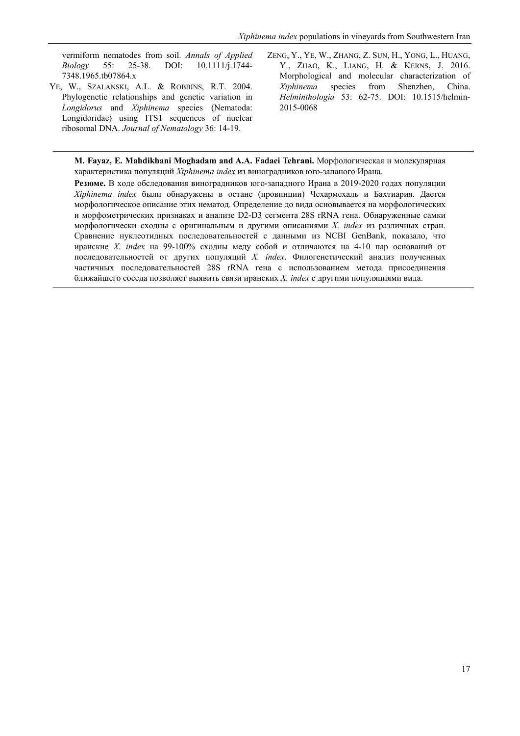vermiform nematodes from soil. *Annals of Applied Biology* 55: 25-38. DOI: 10.1111/j.1744-7348.1965.tb07864.x

YE, W., SZALANSKI, A.L. & ROBBINS, R.T. 2004. Phylogenetic relationships and genetic variation in *Longidorus* and *Xiphinema* species (Nematoda: Longidoridae) using ITS1 sequences of nuclear ribosomal DNA. *Journal of Nematology* 36: 14-19.

ZENG, Y., YE, W., ZHANG, Z. SUN, H., YONG, L., HUANG, Y., ZHAO, K., LIANG, H. & KERNS, J. 2016. Morphological and molecular characterization of *Xiphinema* species from Shenzhen, China. *Helminthologia* 53: 62-75. DOI: 10.1515/helmin-2015-0068

---

**M. Fayaz, E. Mahdikhani Moghadam and A.A. Fadaei Tehrani.** Морфологическая и молекулярная характеристика популяций *Xiphinema index* из виноградников юго-запаного Ирана.

**Резюме.** В ходе обследования виноградников юго-западного Ирана в 2019-2020 годах популяции *Xiphinema index* были обнаружены в остане (провинции) Чехармехаль и Бахтиария. Дается морфологическое описание этих нематод. Определение до вида основывается на морфологических и морфометрических признаках и анализе D2-D3 сегмента 28S rRNA гена. Обнаруженные самки морфологически сходны с оригинальным и другими описаниями *X. index* из различных стран. Сравнение нуклеотидных последовательностей с данными из NCBI GenBank, показало, что иранские *X. index* на 99-100% сходны меду собой и отличаются на 4-10 пар оснований от последовательностей от других популяций *X. index*. Филогенетический анализ полученных частичных последовательностей 28S rRNA гена с использованием метода присоединения ближайшего соседа позволяет выявить связи иранских *X. index* с другими популяциями вида.